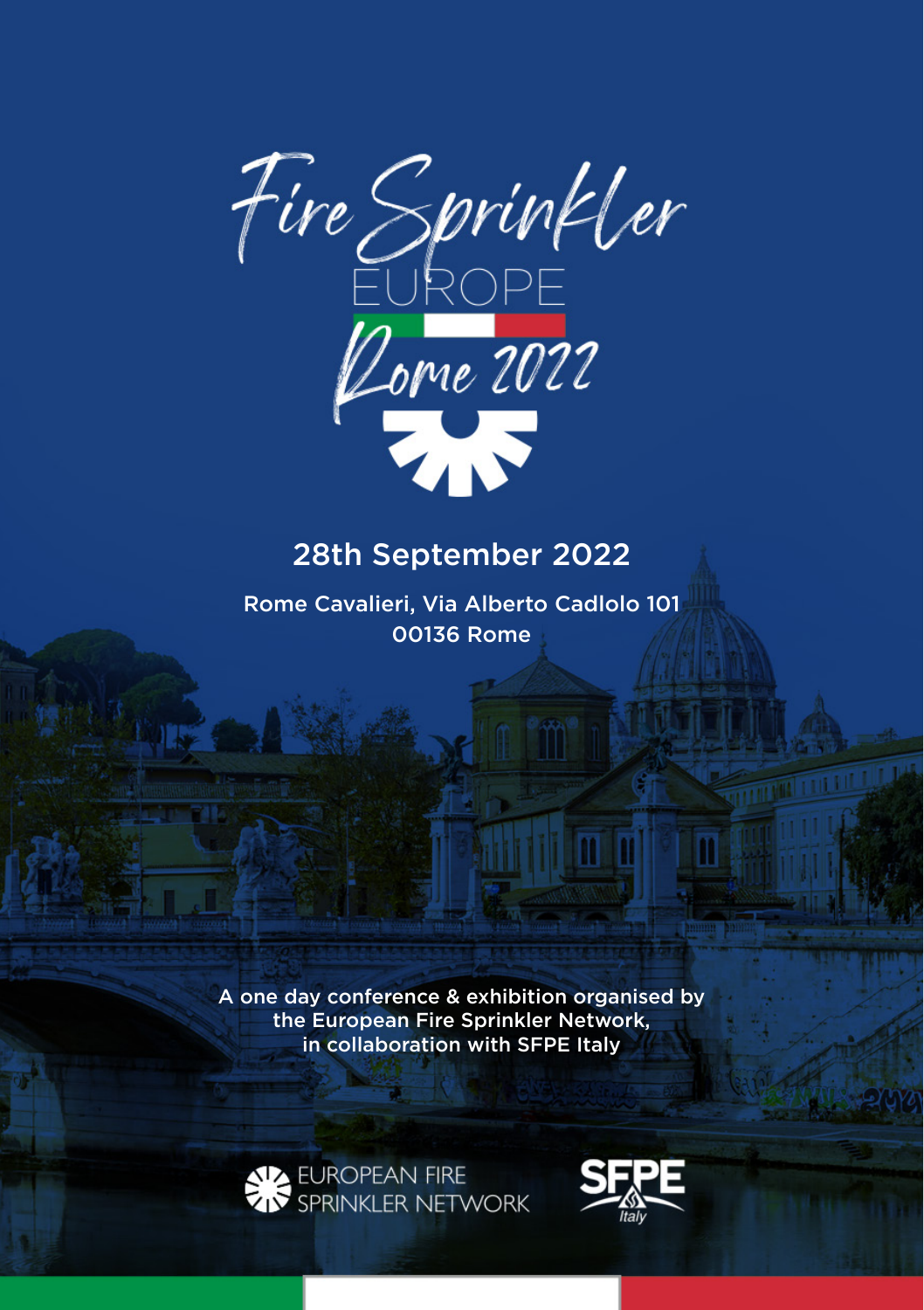# Fire Sprinkler EUROPE

## Rome 2022

28th September 2022

Rome Cavalieri, Via Alberto Cadlolo 101
00136 Rome

A one day conference & exhibition organised by the European Fire Sprinkler Network, in collaboration with SFPE Italy

EUROPEAN FIRE SPRINKLER NETWORK

SFPE Italy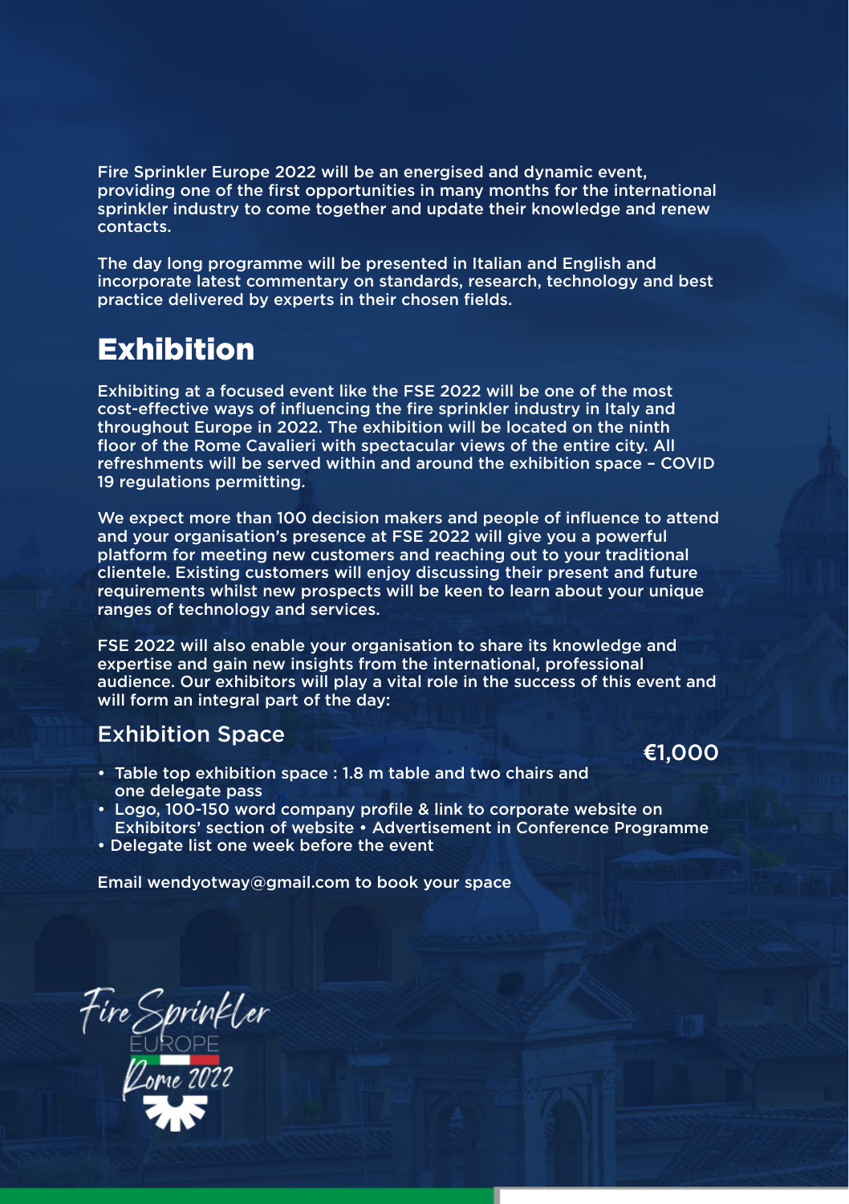Fire Sprinkler Europe 2022 will be an energised and dynamic event, providing one of the first opportunities in many months for the international sprinkler industry to come together and update their knowledge and renew contacts.

The day long programme will be presented in Italian and English and incorporate latest commentary on standards, research, technology and best practice delivered by experts in their chosen fields.

## Exhibition

Exhibiting at a focused event like the FSE 2022 will be one of the most cost-effective ways of influencing the fire sprinkler industry in Italy and throughout Europe in 2022. The exhibition will be located on the ninth floor of the Rome Cavalieri with spectacular views of the entire city. All refreshments will be served within and around the exhibition space – COVID 19 regulations permitting.

We expect more than 100 decision makers and people of influence to attend and your organisation's presence at FSE 2022 will give you a powerful platform for meeting new customers and reaching out to your traditional clientele. Existing customers will enjoy discussing their present and future requirements whilst new prospects will be keen to learn about your unique ranges of technology and services.

FSE 2022 will also enable your organisation to share its knowledge and expertise and gain new insights from the international, professional audience. Our exhibitors will play a vital role in the success of this event and will form an integral part of the day:

### Exhibition Space

**€1,000**

- Table top exhibition space : 1.8 m table and two chairs and one delegate pass
- Logo, 100-150 word company profile & link to corporate website on Exhibitors' section of website • Advertisement in Conference Programme
- Delegate list one week before the event

Email wendyotway@gmail.com to book your space

Fire Sprinkler EUROPE Rome 2022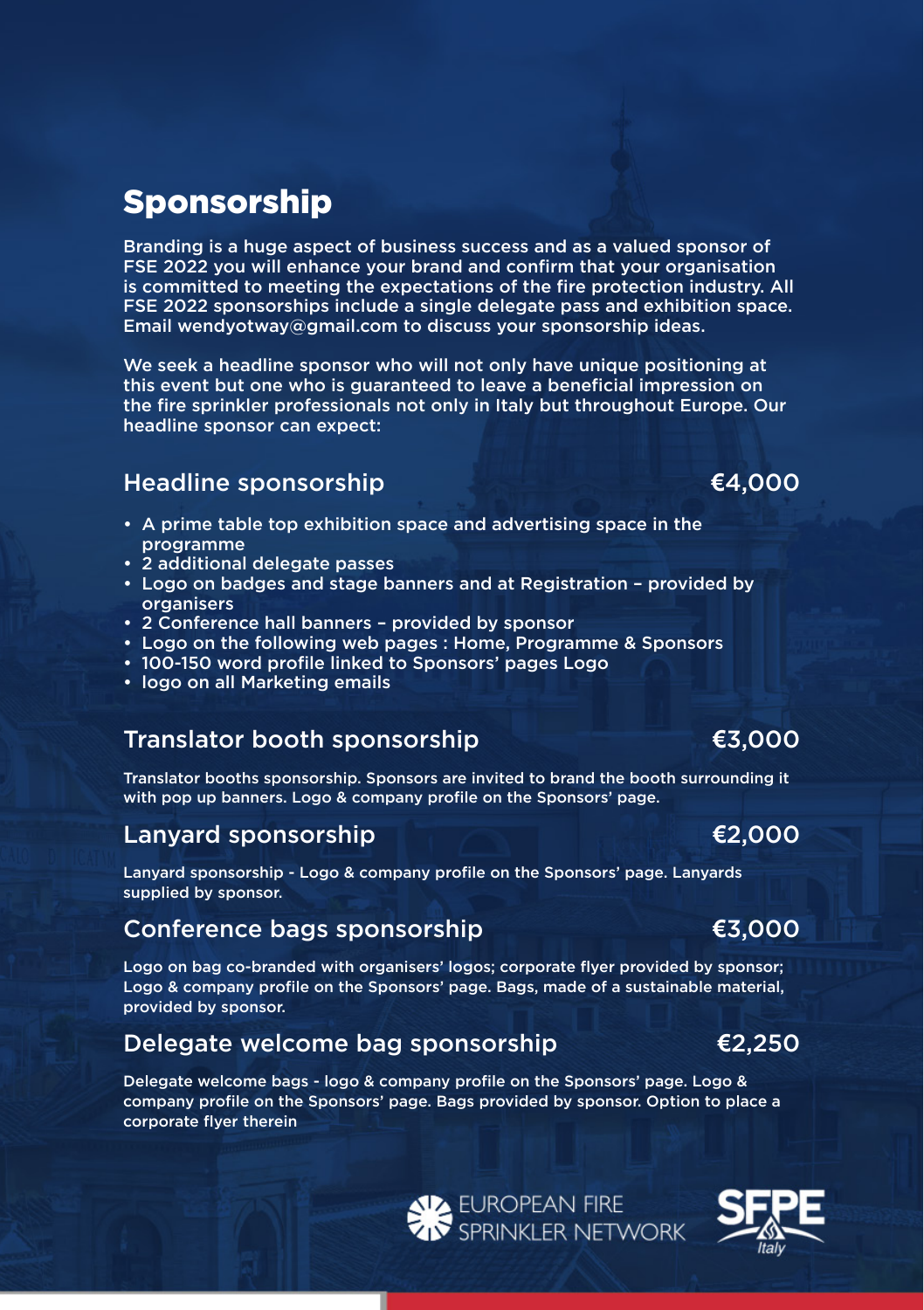# Sponsorship

Branding is a huge aspect of business success and as a valued sponsor of FSE 2022 you will enhance your brand and confirm that your organisation is committed to meeting the expectations of the fire protection industry. All FSE 2022 sponsorships include a single delegate pass and exhibition space. Email wendyotway@gmail.com to discuss your sponsorship ideas.

We seek a headline sponsor who will not only have unique positioning at this event but one who is guaranteed to leave a beneficial impression on the fire sprinkler professionals not only in Italy but throughout Europe. Our headline sponsor can expect:

## Headline sponsorship — €4,000

- A prime table top exhibition space and advertising space in the programme
- 2 additional delegate passes
- Logo on badges and stage banners and at Registration – provided by organisers
- 2 Conference hall banners – provided by sponsor
- Logo on the following web pages : Home, Programme & Sponsors
- 100-150 word profile linked to Sponsors' pages Logo
- logo on all Marketing emails

## Translator booth sponsorship — €3,000

Translator booths sponsorship. Sponsors are invited to brand the booth surrounding it with pop up banners. Logo & company profile on the Sponsors' page.

## Lanyard sponsorship — €2,000

Lanyard sponsorship - Logo & company profile on the Sponsors' page. Lanyards supplied by sponsor.

## Conference bags sponsorship — €3,000

Logo on bag co-branded with organisers' logos; corporate flyer provided by sponsor; Logo & company profile on the Sponsors' page. Bags, made of a sustainable material, provided by sponsor.

## Delegate welcome bag sponsorship — €2,250

Delegate welcome bags - logo & company profile on the Sponsors' page. Logo & company profile on the Sponsors' page. Bags provided by sponsor. Option to place a corporate flyer therein

EUROPEAN FIRE SPRINKLER NETWORK

SFPE Italy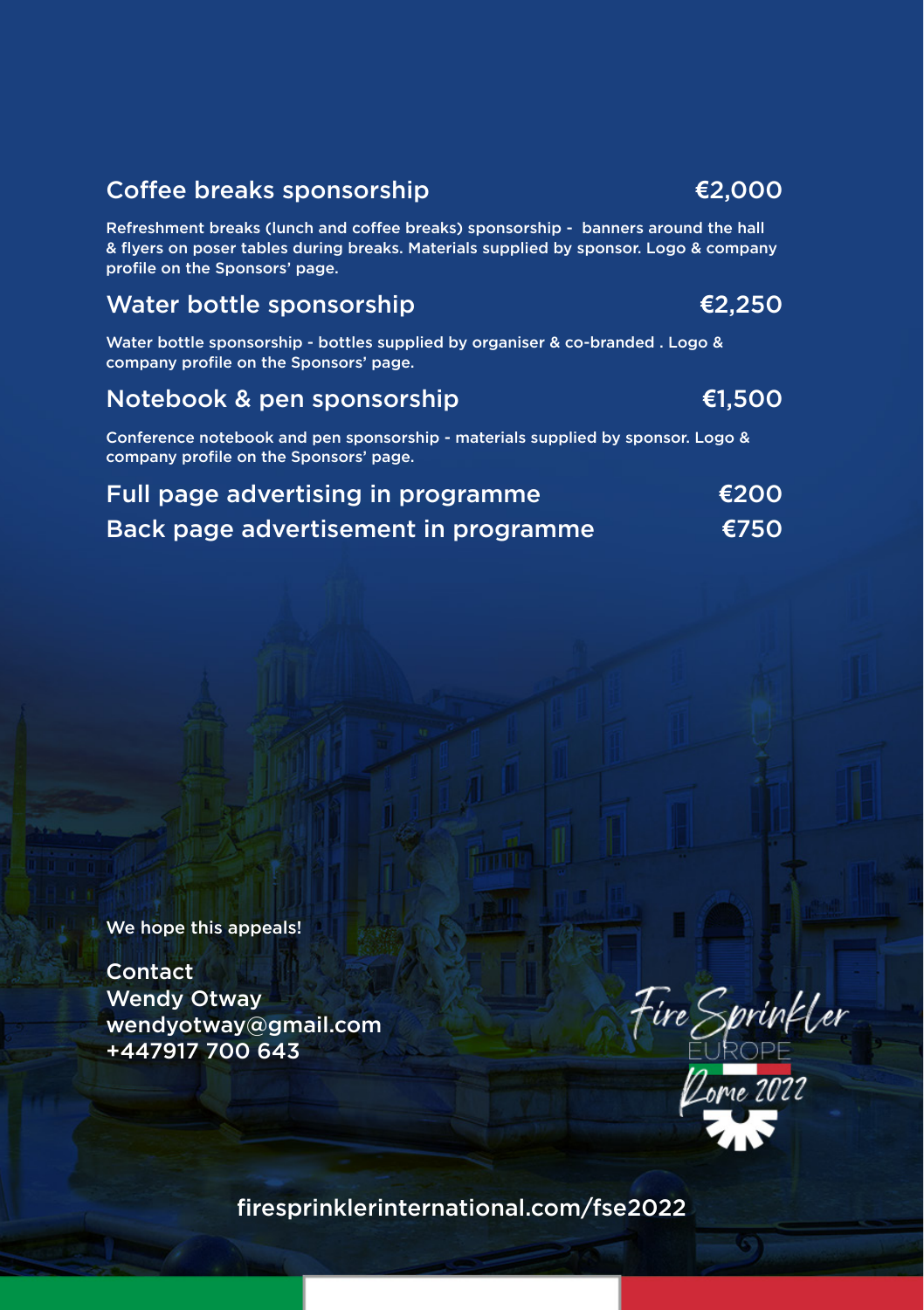## Coffee breaks sponsorship — €2,000

Refreshment breaks (lunch and coffee breaks) sponsorship - banners around the hall & flyers on poser tables during breaks. Materials supplied by sponsor. Logo & company profile on the Sponsors' page.

## Water bottle sponsorship — €2,250

Water bottle sponsorship - bottles supplied by organiser & co-branded . Logo & company profile on the Sponsors' page.

## Notebook & pen sponsorship — €1,500

Conference notebook and pen sponsorship - materials supplied by sponsor. Logo & company profile on the Sponsors' page.

## Full page advertising in programme — €200

## Back page advertisement in programme — €750

We hope this appeals!

Contact
Wendy Otway
wendyotway@gmail.com
+447917 700 643

Fire Sprinkler EUROPE Rome 2022

firesprinklerinternational.com/fse2022